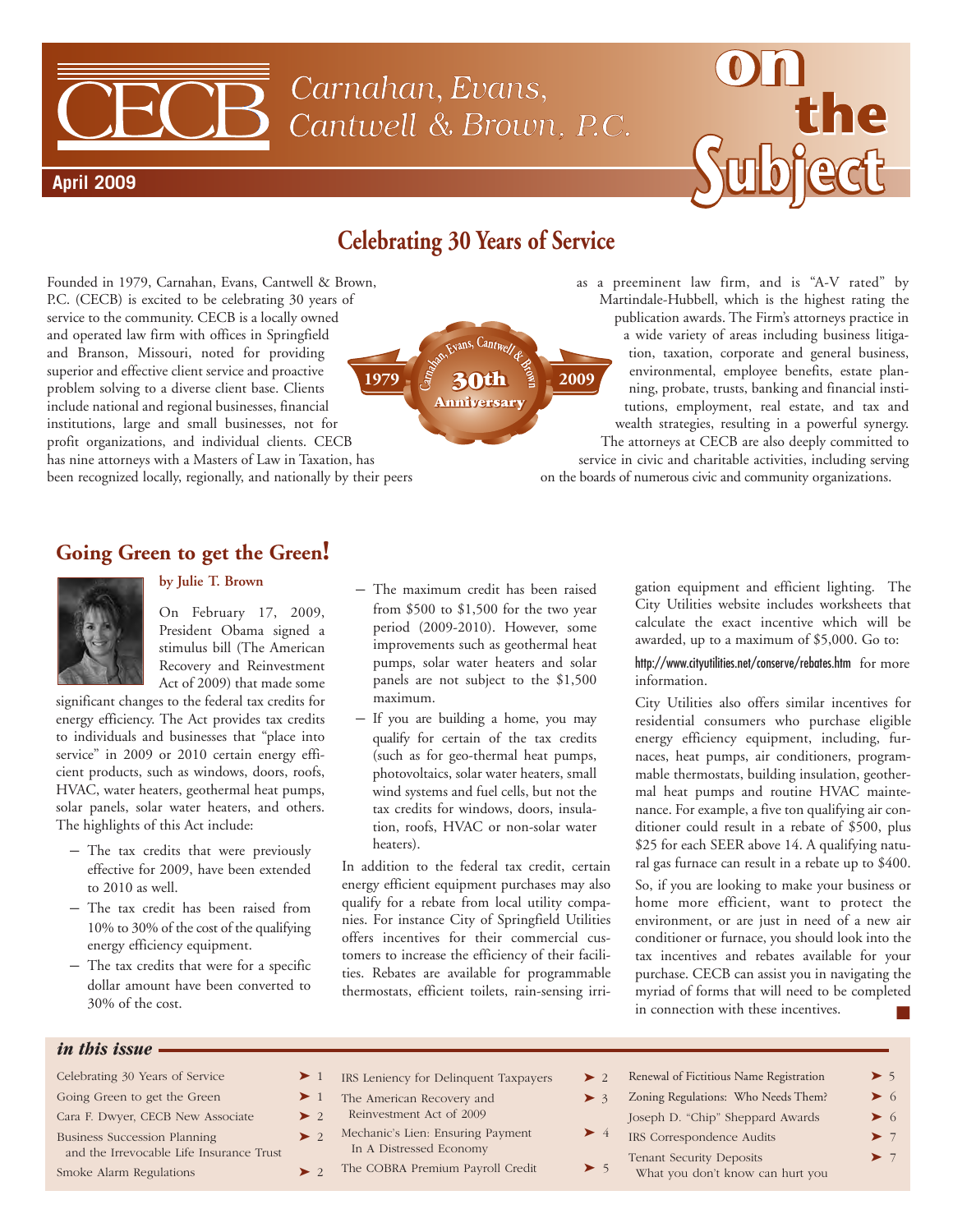# CECB Carnahan, Evans, Cantwell & Brown, P.C.

# on the Subject

April 2009

## Celebrating 30 Years of Service

1979 — Carnahan, Evans, Cantwell & Brown 30th Anniversary — 2009

Founded in 1979, Carnahan, Evans, Cantwell & Brown, P.C. (CECB) is excited to be celebrating 30 years of service to the community. CECB is a locally owned and operated law firm with offices in Springfield and Branson, Missouri, noted for providing superior and effective client service and proactive problem solving to a diverse client base. Clients include national and regional businesses, financial institutions, large and small businesses, not for profit organizations, and individual clients. CECB has nine attorneys with a Masters of Law in Taxation, has been recognized locally, regionally, and nationally by their peers as a preeminent law firm, and is "A-V rated" by Martindale-Hubbell, which is the highest rating the publication awards. The Firm's attorneys practice in a wide variety of areas including business litigation, taxation, corporate and general business, environmental, employee benefits, estate planning, probate, trusts, banking and financial institutions, employment, real estate, and tax and wealth strategies, resulting in a powerful synergy. The attorneys at CECB are also deeply committed to service in civic and charitable activities, including serving on the boards of numerous civic and community organizations.

## Going Green to get the Green!

**by Julie T. Brown**

On February 17, 2009, President Obama signed a stimulus bill (The American Recovery and Reinvestment Act of 2009) that made some significant changes to the federal tax credits for energy efficiency. The Act provides tax credits to individuals and businesses that "place into service" in 2009 or 2010 certain energy efficient products, such as windows, doors, roofs, HVAC, water heaters, geothermal heat pumps, solar panels, solar water heaters, and others. The highlights of this Act include:

- The tax credits that were previously effective for 2009, have been extended to 2010 as well.
- The tax credit has been raised from 10% to 30% of the cost of the qualifying energy efficiency equipment.
- The tax credits that were for a specific dollar amount have been converted to 30% of the cost.
- The maximum credit has been raised from $500 to $1,500 for the two year period (2009-2010). However, some improvements such as geothermal heat pumps, solar water heaters and solar panels are not subject to the $1,500 maximum.
- If you are building a home, you may qualify for certain of the tax credits (such as for geo-thermal heat pumps, photovoltaics, solar water heaters, small wind systems and fuel cells, but not the tax credits for windows, doors, insulation, roofs, HVAC or non-solar water heaters).

In addition to the federal tax credit, certain energy efficient equipment purchases may also qualify for a rebate from local utility companies. For instance City of Springfield Utilities offers incentives for their commercial customers to increase the efficiency of their facilities. Rebates are available for programmable thermostats, efficient toilets, rain-sensing irrigation equipment and efficient lighting. The City Utilities website includes worksheets that calculate the exact incentive which will be awarded, up to a maximum of $5,000. Go to:

http://www.cityutilities.net/conserve/rebates.htm for more information.

City Utilities also offers similar incentives for residential consumers who purchase eligible energy efficiency equipment, including, furnaces, heat pumps, air conditioners, programmable thermostats, building insulation, geothermal heat pumps and routine HVAC maintenance. For example, a five ton qualifying air conditioner could result in a rebate of $500, plus $25 for each SEER above 14. A qualifying natural gas furnace can result in a rebate up to $400.

So, if you are looking to make your business or home more efficient, want to protect the environment, or are just in need of a new air conditioner or furnace, you should look into the tax incentives and rebates available for your purchase. CECB can assist you in navigating the myriad of forms that will need to be completed in connection with these incentives.

### *in this issue*

- Celebrating 30 Years of Service ➤ 1
- Going Green to get the Green ➤ 1
- Cara F. Dwyer, CECB New Associate ➤ 2
- Business Succession Planning and the Irrevocable Life Insurance Trust ➤ 2
- Smoke Alarm Regulations ➤ 2
- IRS Leniency for Delinquent Taxpayers ➤ 2
- The American Recovery and Reinvestment Act of 2009 ➤ 3
- Mechanic's Lien: Ensuring Payment In A Distressed Economy ➤ 4
- The COBRA Premium Payroll Credit ➤ 5
- Renewal of Fictitious Name Registration ➤ 5
- Zoning Regulations: Who Needs Them? ➤ 6
- Joseph D. "Chip" Sheppard Awards ➤ 6
- IRS Correspondence Audits ➤ 7
- Tenant Security Deposits What you don't know can hurt you ➤ 7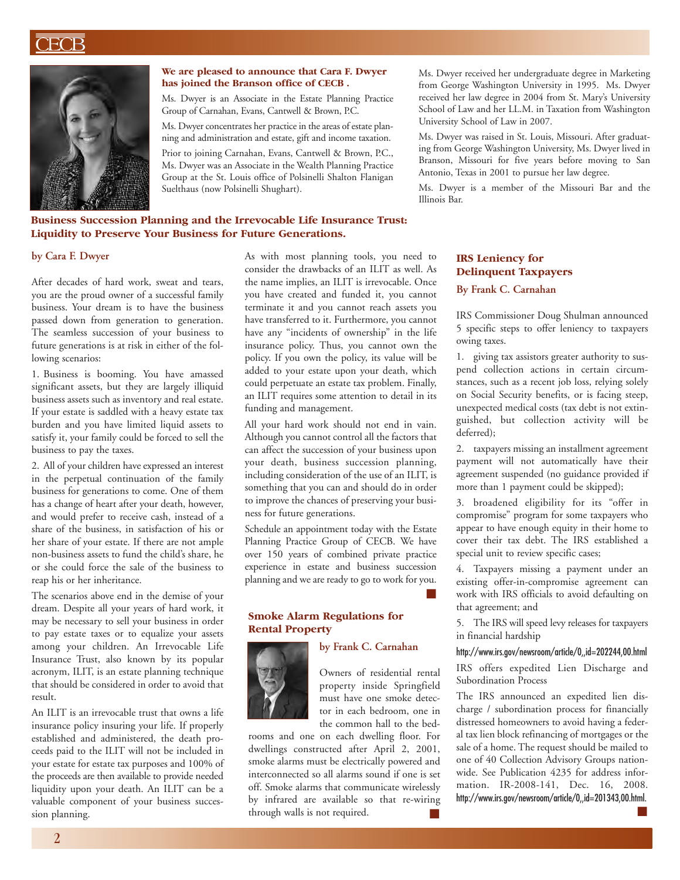**We are pleased to announce that Cara F. Dwyer has joined the Branson office of CECB .**

Ms. Dwyer is an Associate in the Estate Planning Practice Group of Carnahan, Evans, Cantwell & Brown, P.C.

Ms. Dwyer concentrates her practice in the areas of estate planning and administration and estate, gift and income taxation.

Prior to joining Carnahan, Evans, Cantwell & Brown, P.C., Ms. Dwyer was an Associate in the Wealth Planning Practice Group at the St. Louis office of Polsinelli Shalton Flanigan Suelthaus (now Polsinelli Shughart).

Ms. Dwyer received her undergraduate degree in Marketing from George Washington University in 1995. Ms. Dwyer received her law degree in 2004 from St. Mary's University School of Law and her LL.M. in Taxation from Washington University School of Law in 2007.

Ms. Dwyer was raised in St. Louis, Missouri. After graduating from George Washington University, Ms. Dwyer lived in Branson, Missouri for five years before moving to San Antonio, Texas in 2001 to pursue her law degree.

Ms. Dwyer is a member of the Missouri Bar and the Illinois Bar.

## Business Succession Planning and the Irrevocable Life Insurance Trust: Liquidity to Preserve Your Business for Future Generations.

**by Cara F. Dwyer**

After decades of hard work, sweat and tears, you are the proud owner of a successful family business. Your dream is to have the business passed down from generation to generation. The seamless succession of your business to future generations is at risk in either of the following scenarios:

1. Business is booming. You have amassed significant assets, but they are largely illiquid business assets such as inventory and real estate. If your estate is saddled with a heavy estate tax burden and you have limited liquid assets to satisfy it, your family could be forced to sell the business to pay the taxes.

2. All of your children have expressed an interest in the perpetual continuation of the family business for generations to come. One of them has a change of heart after your death, however, and would prefer to receive cash, instead of a share of the business, in satisfaction of his or her share of your estate. If there are not ample non-business assets to fund the child's share, he or she could force the sale of the business to reap his or her inheritance.

The scenarios above end in the demise of your dream. Despite all your years of hard work, it may be necessary to sell your business in order to pay estate taxes or to equalize your assets among your children. An Irrevocable Life Insurance Trust, also known by its popular acronym, ILIT, is an estate planning technique that should be considered in order to avoid that result.

An ILIT is an irrevocable trust that owns a life insurance policy insuring your life. If properly established and administered, the death proceeds paid to the ILIT will not be included in your estate for estate tax purposes and 100% of the proceeds are then available to provide needed liquidity upon your death. An ILIT can be a valuable component of your business succession planning.

As with most planning tools, you need to consider the drawbacks of an ILIT as well. As the name implies, an ILIT is irrevocable. Once you have created and funded it, you cannot terminate it and you cannot reach assets you have transferred to it. Furthermore, you cannot have any "incidents of ownership" in the life insurance policy. Thus, you cannot own the policy. If you own the policy, its value will be added to your estate upon your death, which could perpetuate an estate tax problem. Finally, an ILIT requires some attention to detail in its funding and management.

All your hard work should not end in vain. Although you cannot control all the factors that can affect the succession of your business upon your death, business succession planning, including consideration of the use of an ILIT, is something that you can and should do in order to improve the chances of preserving your business for future generations.

Schedule an appointment today with the Estate Planning Practice Group of CECB. We have over 150 years of combined private practice experience in estate and business succession planning and we are ready to go to work for you.

## Smoke Alarm Regulations for Rental Property

**by Frank C. Carnahan**

Owners of residential rental property inside Springfield must have one smoke detector in each bedroom, one in the common hall to the bedrooms and one on each dwelling floor. For dwellings constructed after April 2, 2001, smoke alarms must be electrically powered and interconnected so all alarms sound if one is set off. Smoke alarms that communicate wirelessly by infrared are available so that re-wiring through walls is not required.

## IRS Leniency for Delinquent Taxpayers

**By Frank C. Carnahan**

IRS Commissioner Doug Shulman announced 5 specific steps to offer leniency to taxpayers owing taxes.

1. giving tax assistors greater authority to suspend collection actions in certain circumstances, such as a recent job loss, relying solely on Social Security benefits, or is facing steep, unexpected medical costs (tax debt is not extinguished, but collection activity will be deferred);

2. taxpayers missing an installment agreement payment will not automatically have their agreement suspended (no guidance provided if more than 1 payment could be skipped);

3. broadened eligibility for its "offer in compromise" program for some taxpayers who appear to have enough equity in their home to cover their tax debt. The IRS established a special unit to review specific cases;

4. Taxpayers missing a payment under an existing offer-in-compromise agreement can work with IRS officials to avoid defaulting on that agreement; and

5. The IRS will speed levy releases for taxpayers in financial hardship

http://www.irs.gov/newsroom/article/0,,id=202244,00.html

IRS offers expedited Lien Discharge and Subordination Process

The IRS announced an expedited lien discharge / subordination process for financially distressed homeowners to avoid having a federal tax lien block refinancing of mortgages or the sale of a home. The request should be mailed to one of 40 Collection Advisory Groups nationwide. See Publication 4235 for address information. IR-2008-141, Dec. 16, 2008. http://www.irs.gov/newsroom/article/0,,id=201343,00.html.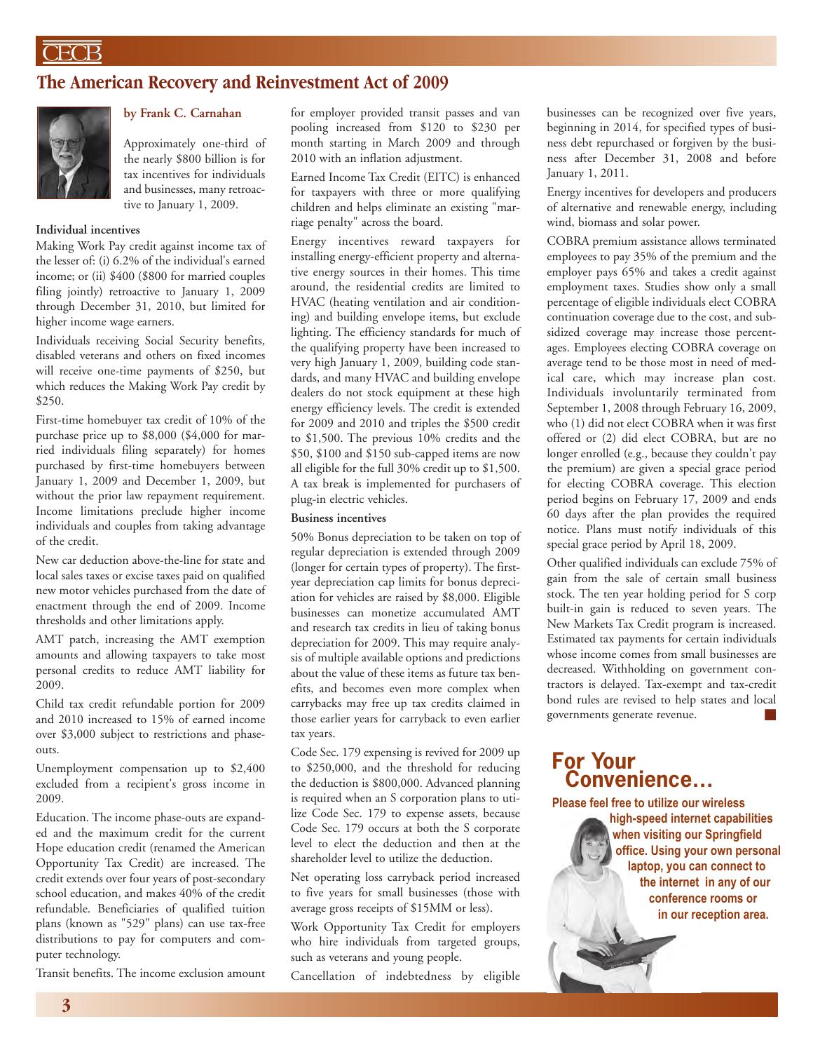# The American Recovery and Reinvestment Act of 2009

**by Frank C. Carnahan**

Approximately one-third of the nearly $800 billion is for tax incentives for individuals and businesses, many retroactive to January 1, 2009.

### Individual incentives

Making Work Pay credit against income tax of the lesser of: (i) 6.2% of the individual's earned income; or (ii) $400 ($800 for married couples filing jointly) retroactive to January 1, 2009 through December 31, 2010, but limited for higher income wage earners.

Individuals receiving Social Security benefits, disabled veterans and others on fixed incomes will receive one-time payments of $250, but which reduces the Making Work Pay credit by $250.

First-time homebuyer tax credit of 10% of the purchase price up to $8,000 ($4,000 for married individuals filing separately) for homes purchased by first-time homebuyers between January 1, 2009 and December 1, 2009, but without the prior law repayment requirement. Income limitations preclude higher income individuals and couples from taking advantage of the credit.

New car deduction above-the-line for state and local sales taxes or excise taxes paid on qualified new motor vehicles purchased from the date of enactment through the end of 2009. Income thresholds and other limitations apply.

AMT patch, increasing the AMT exemption amounts and allowing taxpayers to take most personal credits to reduce AMT liability for 2009.

Child tax credit refundable portion for 2009 and 2010 increased to 15% of earned income over $3,000 subject to restrictions and phase-outs.

Unemployment compensation up to $2,400 excluded from a recipient's gross income in 2009.

Education. The income phase-outs are expanded and the maximum credit for the current Hope education credit (renamed the American Opportunity Tax Credit) are increased. The credit extends over four years of post-secondary school education, and makes 40% of the credit refundable. Beneficiaries of qualified tuition plans (known as "529" plans) can use tax-free distributions to pay for computers and computer technology.

Transit benefits. The income exclusion amount for employer provided transit passes and van pooling increased from $120 to $230 per month starting in March 2009 and through 2010 with an inflation adjustment.

Earned Income Tax Credit (EITC) is enhanced for taxpayers with three or more qualifying children and helps eliminate an existing "marriage penalty" across the board.

Energy incentives reward taxpayers for installing energy-efficient property and alternative energy sources in their homes. This time around, the residential credits are limited to HVAC (heating ventilation and air conditioning) and building envelope items, but exclude lighting. The efficiency standards for much of the qualifying property have been increased to very high January 1, 2009, building code standards, and many HVAC and building envelope dealers do not stock equipment at these high energy efficiency levels. The credit is extended for 2009 and 2010 and triples the $500 credit to $1,500. The previous 10% credits and the $50, $100 and $150 sub-capped items are now all eligible for the full 30% credit up to $1,500. A tax break is implemented for purchasers of plug-in electric vehicles.

### Business incentives

50% Bonus depreciation to be taken on top of regular depreciation is extended through 2009 (longer for certain types of property). The first-year depreciation cap limits for bonus depreciation for vehicles are raised by $8,000. Eligible businesses can monetize accumulated AMT and research tax credits in lieu of taking bonus depreciation for 2009. This may require analysis of multiple available options and predictions about the value of these items as future tax benefits, and becomes even more complex when carrybacks may free up tax credits claimed in those earlier years for carryback to even earlier tax years.

Code Sec. 179 expensing is revived for 2009 up to $250,000, and the threshold for reducing the deduction is $800,000. Advanced planning is required when an S corporation plans to utilize Code Sec. 179 to expense assets, because Code Sec. 179 occurs at both the S corporate level to elect the deduction and then at the shareholder level to utilize the deduction.

Net operating loss carryback period increased to five years for small businesses (those with average gross receipts of $15MM or less).

Work Opportunity Tax Credit for employers who hire individuals from targeted groups, such as veterans and young people.

Cancellation of indebtedness by eligible businesses can be recognized over five years, beginning in 2014, for specified types of business debt repurchased or forgiven by the business after December 31, 2008 and before January 1, 2011.

Energy incentives for developers and producers of alternative and renewable energy, including wind, biomass and solar power.

COBRA premium assistance allows terminated employees to pay 35% of the premium and the employer pays 65% and takes a credit against employment taxes. Studies show only a small percentage of eligible individuals elect COBRA continuation coverage due to the cost, and subsidized coverage may increase those percentages. Employees electing COBRA coverage on average tend to be those most in need of medical care, which may increase plan cost. Individuals involuntarily terminated from September 1, 2008 through February 16, 2009, who (1) did not elect COBRA when it was first offered or (2) did elect COBRA, but are no longer enrolled (e.g., because they couldn't pay the premium) are given a special grace period for electing COBRA coverage. This election period begins on February 17, 2009 and ends 60 days after the plan provides the required notice. Plans must notify individuals of this special grace period by April 18, 2009.

Other qualified individuals can exclude 75% of gain from the sale of certain small business stock. The ten year holding period for S corp built-in gain is reduced to seven years. The New Markets Tax Credit program is increased. Estimated tax payments for certain individuals whose income comes from small businesses are decreased. Withholding on government contractors is delayed. Tax-exempt and tax-credit bond rules are revised to help states and local governments generate revenue. ■

## For Your Convenience…

**Please feel free to utilize our wireless high-speed internet capabilities when visiting our Springfield office. Using your own personal laptop, you can connect to the internet in any of our conference rooms or in our reception area.**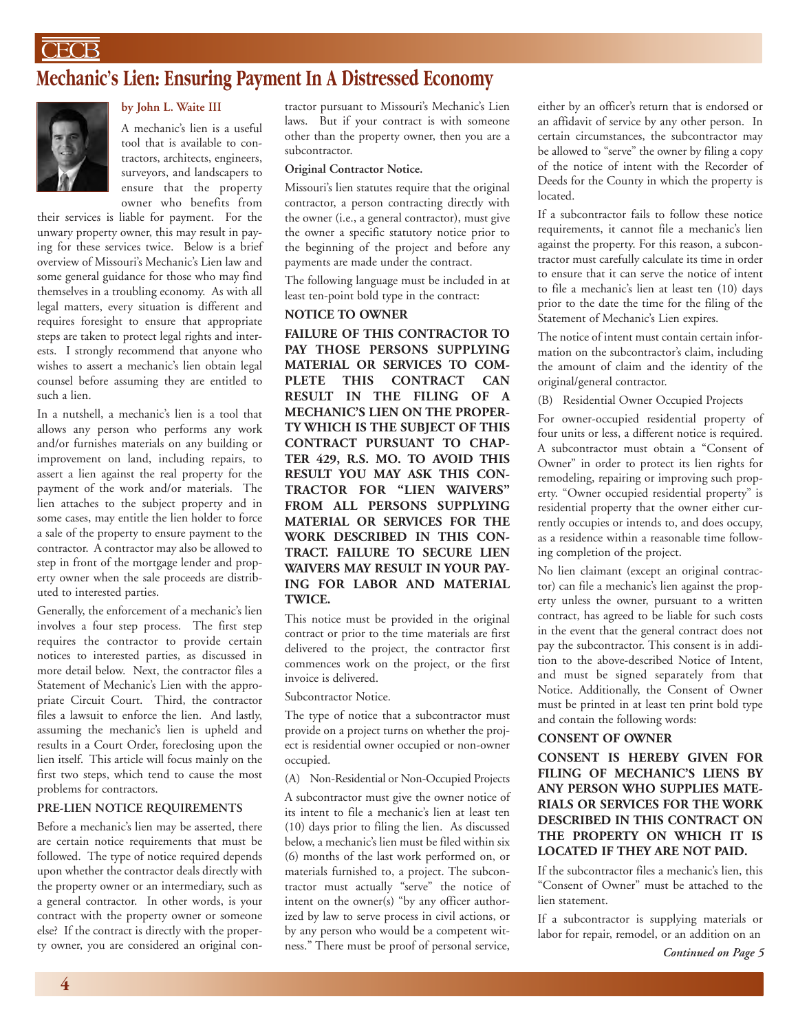# Mechanic's Lien: Ensuring Payment In A Distressed Economy

**by John L. Waite III**

A mechanic's lien is a useful tool that is available to contractors, architects, engineers, surveyors, and landscapers to ensure that the property owner who benefits from their services is liable for payment. For the unwary property owner, this may result in paying for these services twice. Below is a brief overview of Missouri's Mechanic's Lien law and some general guidance for those who may find themselves in a troubling economy. As with all legal matters, every situation is different and requires foresight to ensure that appropriate steps are taken to protect legal rights and interests. I strongly recommend that anyone who wishes to assert a mechanic's lien obtain legal counsel before assuming they are entitled to such a lien.

In a nutshell, a mechanic's lien is a tool that allows any person who performs any work and/or furnishes materials on any building or improvement on land, including repairs, to assert a lien against the real property for the payment of the work and/or materials. The lien attaches to the subject property and in some cases, may entitle the lien holder to force a sale of the property to ensure payment to the contractor. A contractor may also be allowed to step in front of the mortgage lender and property owner when the sale proceeds are distributed to interested parties.

Generally, the enforcement of a mechanic's lien involves a four step process. The first step requires the contractor to provide certain notices to interested parties, as discussed in more detail below. Next, the contractor files a Statement of Mechanic's Lien with the appropriate Circuit Court. Third, the contractor files a lawsuit to enforce the lien. And lastly, assuming the mechanic's lien is upheld and results in a Court Order, foreclosing upon the lien itself. This article will focus mainly on the first two steps, which tend to cause the most problems for contractors.

## PRE-LIEN NOTICE REQUIREMENTS

Before a mechanic's lien may be asserted, there are certain notice requirements that must be followed. The type of notice required depends upon whether the contractor deals directly with the property owner or an intermediary, such as a general contractor. In other words, is your contract with the property owner or someone else? If the contract is directly with the property owner, you are considered an original contractor pursuant to Missouri's Mechanic's Lien laws. But if your contract is with someone other than the property owner, then you are a subcontractor.

**Original Contractor Notice.**

Missouri's lien statutes require that the original contractor, a person contracting directly with the owner (i.e., a general contractor), must give the owner a specific statutory notice prior to the beginning of the project and before any payments are made under the contract.

The following language must be included in at least ten-point bold type in the contract:

**NOTICE TO OWNER**

**FAILURE OF THIS CONTRACTOR TO PAY THOSE PERSONS SUPPLYING MATERIAL OR SERVICES TO COMPLETE THIS CONTRACT CAN RESULT IN THE FILING OF A MECHANIC'S LIEN ON THE PROPERTY WHICH IS THE SUBJECT OF THIS CONTRACT PURSUANT TO CHAPTER 429, R.S. MO. TO AVOID THIS RESULT YOU MAY ASK THIS CONTRACTOR FOR "LIEN WAIVERS" FROM ALL PERSONS SUPPLYING MATERIAL OR SERVICES FOR THE WORK DESCRIBED IN THIS CONTRACT. FAILURE TO SECURE LIEN WAIVERS MAY RESULT IN YOUR PAYING FOR LABOR AND MATERIAL TWICE.**

This notice must be provided in the original contract or prior to the time materials are first delivered to the project, the contractor first commences work on the project, or the first invoice is delivered.

Subcontractor Notice.

The type of notice that a subcontractor must provide on a project turns on whether the project is residential owner occupied or non-owner occupied.

(A) Non-Residential or Non-Occupied Projects

A subcontractor must give the owner notice of its intent to file a mechanic's lien at least ten (10) days prior to filing the lien. As discussed below, a mechanic's lien must be filed within six (6) months of the last work performed on, or materials furnished to, a project. The subcontractor must actually "serve" the notice of intent on the owner(s) "by any officer authorized by law to serve process in civil actions, or by any person who would be a competent witness." There must be proof of personal service, either by an officer's return that is endorsed or an affidavit of service by any other person. In certain circumstances, the subcontractor may be allowed to "serve" the owner by filing a copy of the notice of intent with the Recorder of Deeds for the County in which the property is located.

If a subcontractor fails to follow these notice requirements, it cannot file a mechanic's lien against the property. For this reason, a subcontractor must carefully calculate its time in order to ensure that it can serve the notice of intent to file a mechanic's lien at least ten (10) days prior to the date the time for the filing of the Statement of Mechanic's Lien expires.

The notice of intent must contain certain information on the subcontractor's claim, including the amount of claim and the identity of the original/general contractor.

(B) Residential Owner Occupied Projects

For owner-occupied residential property of four units or less, a different notice is required. A subcontractor must obtain a "Consent of Owner" in order to protect its lien rights for remodeling, repairing or improving such property. "Owner occupied residential property" is residential property that the owner either currently occupies or intends to, and does occupy, as a residence within a reasonable time following completion of the project.

No lien claimant (except an original contractor) can file a mechanic's lien against the property unless the owner, pursuant to a written contract, has agreed to be liable for such costs in the event that the general contract does not pay the subcontractor. This consent is in addition to the above-described Notice of Intent, and must be signed separately from that Notice. Additionally, the Consent of Owner must be printed in at least ten print bold type and contain the following words:

**CONSENT OF OWNER**

**CONSENT IS HEREBY GIVEN FOR FILING OF MECHANIC'S LIENS BY ANY PERSON WHO SUPPLIES MATERIALS OR SERVICES FOR THE WORK DESCRIBED IN THIS CONTRACT ON THE PROPERTY ON WHICH IT IS LOCATED IF THEY ARE NOT PAID.**

If the subcontractor files a mechanic's lien, this "Consent of Owner" must be attached to the lien statement.

If a subcontractor is supplying materials or labor for repair, remodel, or an addition on an

*Continued on Page 5*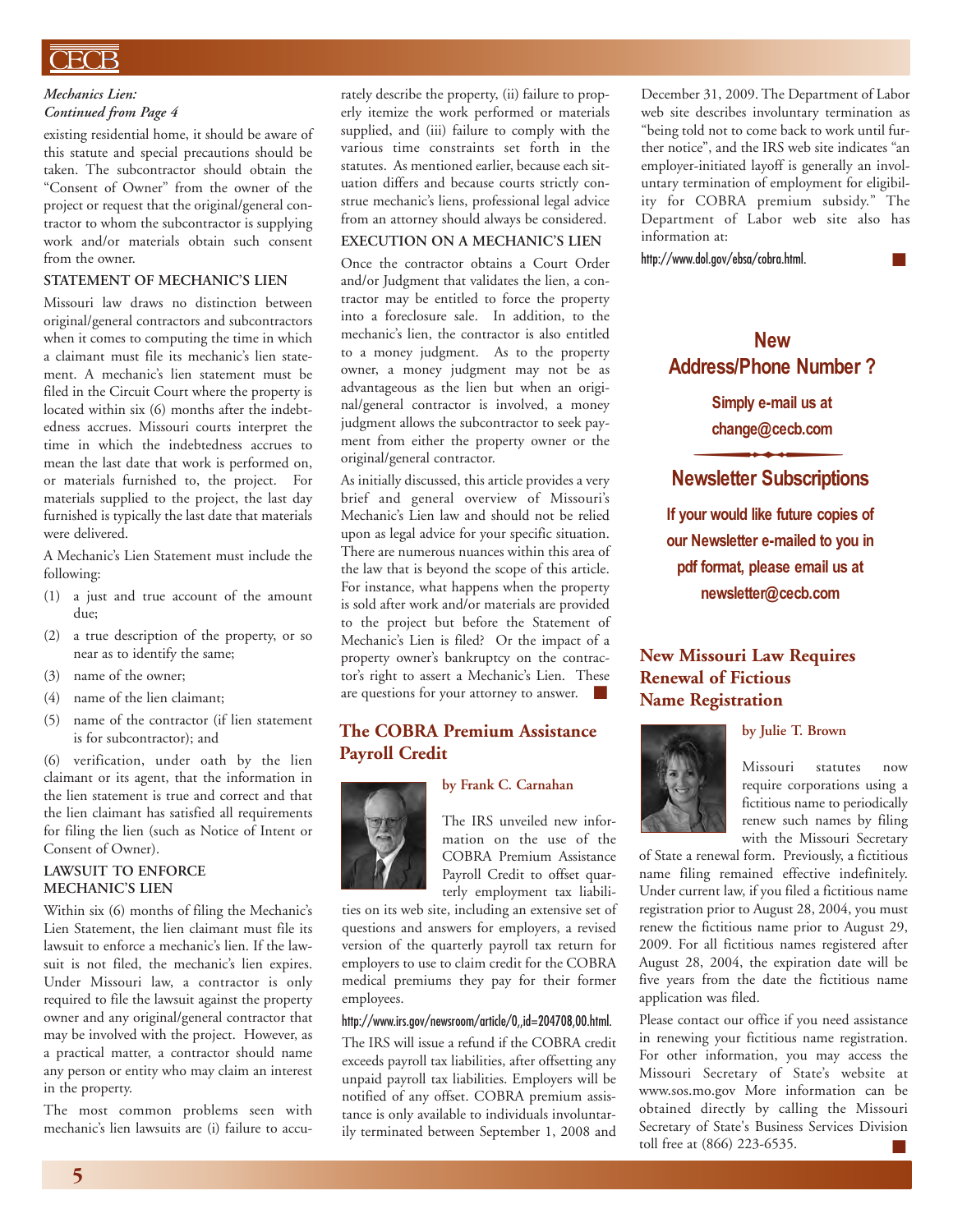*Mechanics Lien: Continued from Page 4*

existing residential home, it should be aware of this statute and special precautions should be taken. The subcontractor should obtain the "Consent of Owner" from the owner of the project or request that the original/general contractor to whom the subcontractor is supplying work and/or materials obtain such consent from the owner.

### STATEMENT OF MECHANIC'S LIEN

Missouri law draws no distinction between original/general contractors and subcontractors when it comes to computing the time in which a claimant must file its mechanic's lien statement. A mechanic's lien statement must be filed in the Circuit Court where the property is located within six (6) months after the indebtedness accrues. Missouri courts interpret the time in which the indebtedness accrues to mean the last date that work is performed on, or materials furnished to, the project. For materials supplied to the project, the last day furnished is typically the last date that materials were delivered.

A Mechanic's Lien Statement must include the following:

(1) a just and true account of the amount due;

(2) a true description of the property, or so near as to identify the same;

(3) name of the owner;

(4) name of the lien claimant;

(5) name of the contractor (if lien statement is for subcontractor); and

(6) verification, under oath by the lien claimant or its agent, that the information in the lien statement is true and correct and that the lien claimant has satisfied all requirements for filing the lien (such as Notice of Intent or Consent of Owner).

### LAWSUIT TO ENFORCE MECHANIC'S LIEN

Within six (6) months of filing the Mechanic's Lien Statement, the lien claimant must file its lawsuit to enforce a mechanic's lien. If the lawsuit is not filed, the mechanic's lien expires. Under Missouri law, a contractor is only required to file the lawsuit against the property owner and any original/general contractor that may be involved with the project. However, as a practical matter, a contractor should name any person or entity who may claim an interest in the property.

The most common problems seen with mechanic's lien lawsuits are (i) failure to accurately describe the property, (ii) failure to properly itemize the work performed or materials supplied, and (iii) failure to comply with the various time constraints set forth in the statutes. As mentioned earlier, because each situation differs and because courts strictly construe mechanic's liens, professional legal advice from an attorney should always be considered.

### EXECUTION ON A MECHANIC'S LIEN

Once the contractor obtains a Court Order and/or Judgment that validates the lien, a contractor may be entitled to force the property into a foreclosure sale. In addition, to the mechanic's lien, the contractor is also entitled to a money judgment. As to the property owner, a money judgment may not be as advantageous as the lien but when an original/general contractor is involved, a money judgment allows the subcontractor to seek payment from either the property owner or the original/general contractor.

As initially discussed, this article provides a very brief and general overview of Missouri's Mechanic's Lien law and should not be relied upon as legal advice for your specific situation. There are numerous nuances within this area of the law that is beyond the scope of this article. For instance, what happens when the property is sold after work and/or materials are provided to the project but before the Statement of Mechanic's Lien is filed? Or the impact of a property owner's bankruptcy on the contractor's right to assert a Mechanic's Lien. These are questions for your attorney to answer. ■

## The COBRA Premium Assistance Payroll Credit

**by Frank C. Carnahan**

The IRS unveiled new information on the use of the COBRA Premium Assistance Payroll Credit to offset quarterly employment tax liabilities on its web site, including an extensive set of questions and answers for employers, a revised version of the quarterly payroll tax return for employers to use to claim credit for the COBRA medical premiums they pay for their former employees.

http://www.irs.gov/newsroom/article/0,,id=204708,00.html.

The IRS will issue a refund if the COBRA credit exceeds payroll tax liabilities, after offsetting any unpaid payroll tax liabilities. Employers will be notified of any offset. COBRA premium assistance is only available to individuals involuntarily terminated between September 1, 2008 and December 31, 2009. The Department of Labor web site describes involuntary termination as "being told not to come back to work until further notice", and the IRS web site indicates "an employer-initiated layoff is generally an involuntary termination of employment for eligibility for COBRA premium subsidy." The Department of Labor web site also has information at:

http://www.dol.gov/ebsa/cobra.html. ■

## New Address/Phone Number ?

**Simply e-mail us at change@cecb.com**

## Newsletter Subscriptions

**If your would like future copies of our Newsletter e-mailed to you in pdf format, please email us at newsletter@cecb.com**

## New Missouri Law Requires Renewal of Fictious Name Registration

**by Julie T. Brown**

Missouri statutes now require corporations using a fictitious name to periodically renew such names by filing with the Missouri Secretary of State a renewal form. Previously, a fictitious name filing remained effective indefinitely. Under current law, if you filed a fictitious name registration prior to August 28, 2004, you must renew the fictitious name prior to August 29, 2009. For all fictitious names registered after August 28, 2004, the expiration date will be five years from the date the fictitious name application was filed.

Please contact our office if you need assistance in renewing your fictitious name registration. For other information, you may access the Missouri Secretary of State's website at www.sos.mo.gov More information can be obtained directly by calling the Missouri Secretary of State's Business Services Division toll free at (866) 223-6535. ■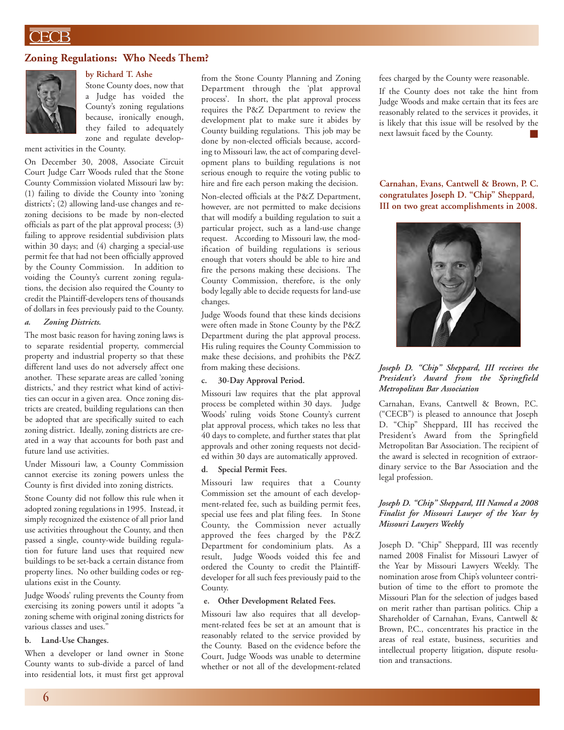## Zoning Regulations: Who Needs Them?

**by Richard T. Ashe**

Stone County does, now that a Judge has voided the County's zoning regulations because, ironically enough, they failed to adequately zone and regulate development activities in the County.

On December 30, 2008, Associate Circuit Court Judge Carr Woods ruled that the Stone County Commission violated Missouri law by: (1) failing to divide the County into 'zoning districts'; (2) allowing land-use changes and rezoning decisions to be made by non-elected officials as part of the plat approval process; (3) failing to approve residential subdivision plats within 30 days; and (4) charging a special-use permit fee that had not been officially approved by the County Commission. In addition to voiding the County's current zoning regulations, the decision also required the County to credit the Plaintiff-developers tens of thousands of dollars in fees previously paid to the County.

*a. Zoning Districts.*

The most basic reason for having zoning laws is to separate residential property, commercial property and industrial property so that these different land uses do not adversely affect one another. These separate areas are called 'zoning districts,' and they restrict what kind of activities can occur in a given area. Once zoning districts are created, building regulations can then be adopted that are specifically suited to each zoning district. Ideally, zoning districts are created in a way that accounts for both past and future land use activities.

Under Missouri law, a County Commission cannot exercise its zoning powers unless the County is first divided into zoning districts.

Stone County did not follow this rule when it adopted zoning regulations in 1995. Instead, it simply recognized the existence of all prior land use activities throughout the County, and then passed a single, county-wide building regulation for future land uses that required new buildings to be set-back a certain distance from property lines. No other building codes or regulations exist in the County.

Judge Woods' ruling prevents the County from exercising its zoning powers until it adopts "a zoning scheme with original zoning districts for various classes and uses."

**b. Land-Use Changes.**

When a developer or land owner in Stone County wants to sub-divide a parcel of land into residential lots, it must first get approval from the Stone County Planning and Zoning Department through the 'plat approval process'. In short, the plat approval process requires the P&Z Department to review the development plat to make sure it abides by County building regulations. This job may be done by non-elected officials because, according to Missouri law, the act of comparing development plans to building regulations is not serious enough to require the voting public to hire and fire each person making the decision.

Non-elected officials at the P&Z Department, however, are not permitted to make decisions that will modify a building regulation to suit a particular project, such as a land-use change request. According to Missouri law, the modification of building regulations is serious enough that voters should be able to hire and fire the persons making these decisions. The County Commission, therefore, is the only body legally able to decide requests for land-use changes.

Judge Woods found that these kinds decisions were often made in Stone County by the P&Z Department during the plat approval process. His ruling requires the County Commission to make these decisions, and prohibits the P&Z from making these decisions.

**c. 30-Day Approval Period.**

Missouri law requires that the plat approval process be completed within 30 days. Judge Woods' ruling voids Stone County's current plat approval process, which takes no less that 40 days to complete, and further states that plat approvals and other zoning requests not decided within 30 days are automatically approved.

**d. Special Permit Fees.**

Missouri law requires that a County Commission set the amount of each development-related fee, such as building permit fees, special use fees and plat filing fees. In Stone County, the Commission never actually approved the fees charged by the P&Z Department for condominium plats. As a result, Judge Woods voided this fee and ordered the County to credit the Plaintiff-developer for all such fees previously paid to the County.

**e. Other Development Related Fees.**

Missouri law also requires that all development-related fees be set at an amount that is reasonably related to the service provided by the County. Based on the evidence before the Court, Judge Woods was unable to determine whether or not all of the development-related fees charged by the County were reasonable.

If the County does not take the hint from Judge Woods and make certain that its fees are reasonably related to the services it provides, it is likely that this issue will be resolved by the next lawsuit faced by the County.

**Carnahan, Evans, Cantwell & Brown, P. C. congratulates Joseph D. "Chip" Sheppard, III on two great accomplishments in 2008.**

***Joseph D. "Chip" Sheppard, III receives the President's Award from the Springfield Metropolitan Bar Association***

Carnahan, Evans, Cantwell & Brown, P.C. ("CECB") is pleased to announce that Joseph D. "Chip" Sheppard, III has received the President's Award from the Springfield Metropolitan Bar Association. The recipient of the award is selected in recognition of extraordinary service to the Bar Association and the legal profession.

***Joseph D. "Chip" Sheppard, III Named a 2008 Finalist for Missouri Lawyer of the Year by Missouri Lawyers Weekly***

Joseph D. "Chip" Sheppard, III was recently named 2008 Finalist for Missouri Lawyer of the Year by Missouri Lawyers Weekly. The nomination arose from Chip's volunteer contribution of time to the effort to promote the Missouri Plan for the selection of judges based on merit rather than partisan politics. Chip a Shareholder of Carnahan, Evans, Cantwell & Brown, P.C., concentrates his practice in the areas of real estate, business, securities and intellectual property litigation, dispute resolution and transactions.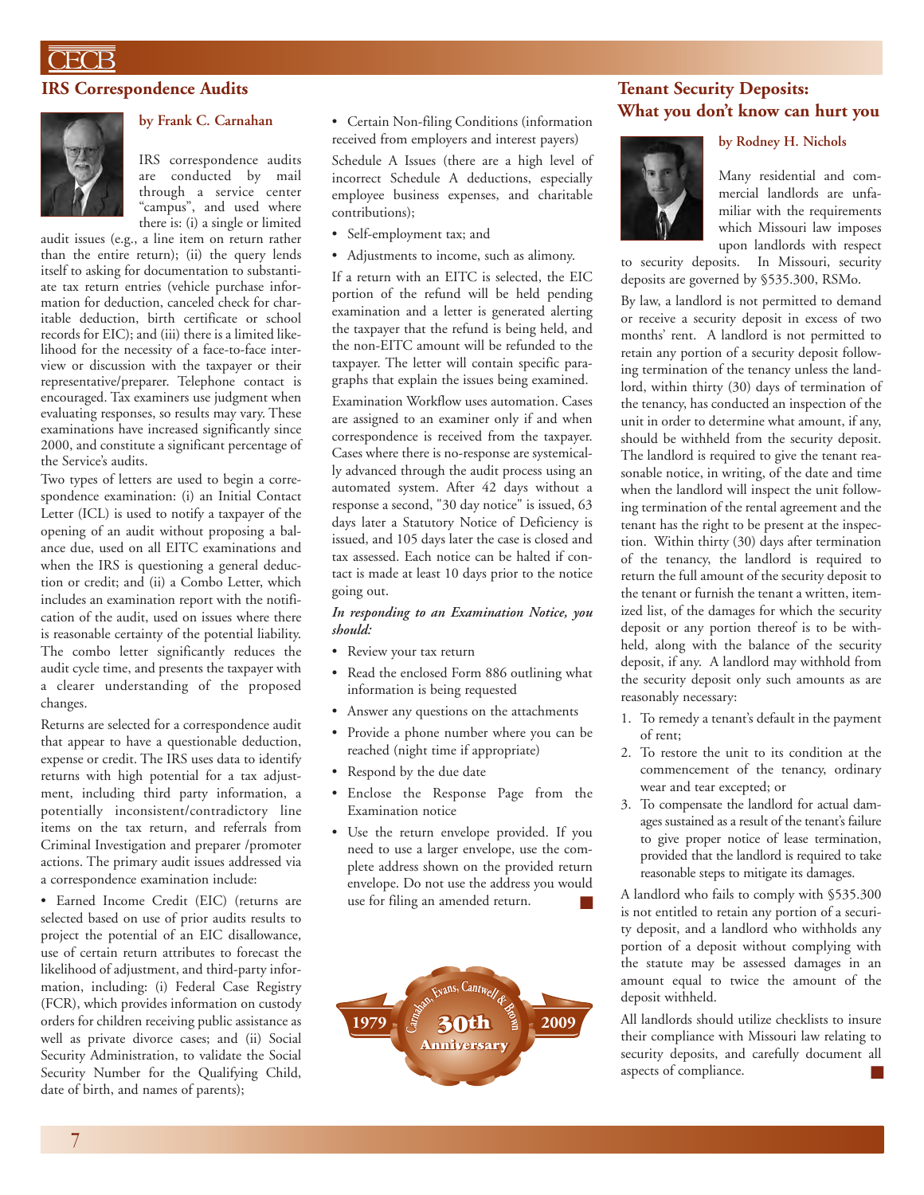## IRS Correspondence Audits

**by Frank C. Carnahan**

IRS correspondence audits are conducted by mail through a service center "campus", and used where there is: (i) a single or limited audit issues (e.g., a line item on return rather than the entire return); (ii) the query lends itself to asking for documentation to substantiate tax return entries (vehicle purchase information for deduction, canceled check for charitable deduction, birth certificate or school records for EIC); and (iii) there is a limited likelihood for the necessity of a face-to-face interview or discussion with the taxpayer or their representative/preparer. Telephone contact is encouraged. Tax examiners use judgment when evaluating responses, so results may vary. These examinations have increased significantly since 2000, and constitute a significant percentage of the Service's audits.

Two types of letters are used to begin a correspondence examination: (i) an Initial Contact Letter (ICL) is used to notify a taxpayer of the opening of an audit without proposing a balance due, used on all EITC examinations and when the IRS is questioning a general deduction or credit; and (ii) a Combo Letter, which includes an examination report with the notification of the audit, used on issues where there is reasonable certainty of the potential liability. The combo letter significantly reduces the audit cycle time, and presents the taxpayer with a clearer understanding of the proposed changes.

Returns are selected for a correspondence audit that appear to have a questionable deduction, expense or credit. The IRS uses data to identify returns with high potential for a tax adjustment, including third party information, a potentially inconsistent/contradictory line items on the tax return, and referrals from Criminal Investigation and preparer /promoter actions. The primary audit issues addressed via a correspondence examination include:

- Earned Income Credit (EIC) (returns are selected based on use of prior audits results to project the potential of an EIC disallowance, use of certain return attributes to forecast the likelihood of adjustment, and third-party information, including: (i) Federal Case Registry (FCR), which provides information on custody orders for children receiving public assistance as well as private divorce cases; and (ii) Social Security Administration, to validate the Social Security Number for the Qualifying Child, date of birth, and names of parents);
- Certain Non-filing Conditions (information received from employers and interest payers)

Schedule A Issues (there are a high level of incorrect Schedule A deductions, especially employee business expenses, and charitable contributions);

- Self-employment tax; and
- Adjustments to income, such as alimony.

If a return with an EITC is selected, the EIC portion of the refund will be held pending examination and a letter is generated alerting the taxpayer that the refund is being held, and the non-EITC amount will be refunded to the taxpayer. The letter will contain specific paragraphs that explain the issues being examined.

Examination Workflow uses automation. Cases are assigned to an examiner only if and when correspondence is received from the taxpayer. Cases where there is no-response are systemically advanced through the audit process using an automated system. After 42 days without a response a second, "30 day notice" is issued, 63 days later a Statutory Notice of Deficiency is issued, and 105 days later the case is closed and tax assessed. Each notice can be halted if contact is made at least 10 days prior to the notice going out.

***In responding to an Examination Notice, you should:***

- Review your tax return
- Read the enclosed Form 886 outlining what information is being requested
- Answer any questions on the attachments
- Provide a phone number where you can be reached (night time if appropriate)
- Respond by the due date
- Enclose the Response Page from the Examination notice
- Use the return envelope provided. If you need to use a larger envelope, use the complete address shown on the provided return envelope. Do not use the address you would use for filing an amended return.

Carnahan, Evans, Cantwell & Brown — 1979 30th Anniversary 2009

## Tenant Security Deposits: What you don't know can hurt you

**by Rodney H. Nichols**

Many residential and commercial landlords are unfamiliar with the requirements which Missouri law imposes upon landlords with respect to security deposits. In Missouri, security deposits are governed by §535.300, RSMo.

By law, a landlord is not permitted to demand or receive a security deposit in excess of two months' rent. A landlord is not permitted to retain any portion of a security deposit following termination of the tenancy unless the landlord, within thirty (30) days of termination of the tenancy, has conducted an inspection of the unit in order to determine what amount, if any, should be withheld from the security deposit. The landlord is required to give the tenant reasonable notice, in writing, of the date and time when the landlord will inspect the unit following termination of the rental agreement and the tenant has the right to be present at the inspection. Within thirty (30) days after termination of the tenancy, the landlord is required to return the full amount of the security deposit to the tenant or furnish the tenant a written, itemized list, of the damages for which the security deposit or any portion thereof is to be withheld, along with the balance of the security deposit, if any. A landlord may withhold from the security deposit only such amounts as are reasonably necessary:

1. To remedy a tenant's default in the payment of rent;
2. To restore the unit to its condition at the commencement of the tenancy, ordinary wear and tear excepted; or
3. To compensate the landlord for actual damages sustained as a result of the tenant's failure to give proper notice of lease termination, provided that the landlord is required to take reasonable steps to mitigate its damages.

A landlord who fails to comply with §535.300 is not entitled to retain any portion of a security deposit, and a landlord who withholds any portion of a deposit without complying with the statute may be assessed damages in an amount equal to twice the amount of the deposit withheld.

All landlords should utilize checklists to insure their compliance with Missouri law relating to security deposits, and carefully document all aspects of compliance.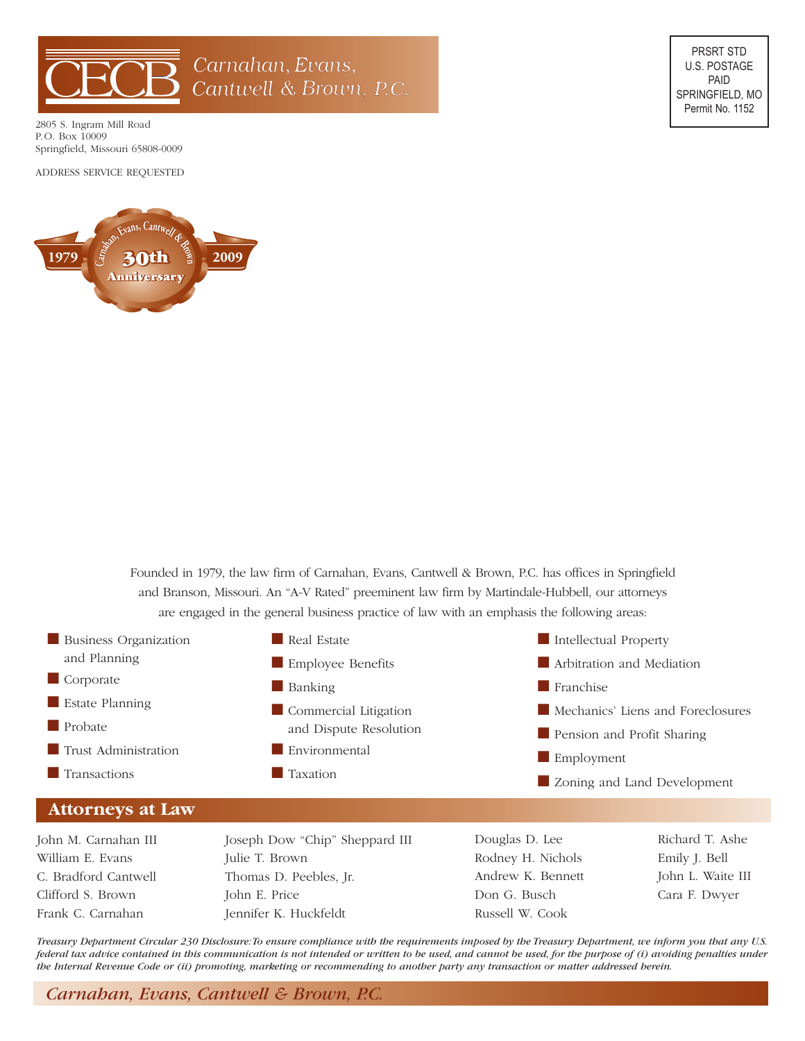CECB Carnahan, Evans, Cantwell & Brown, P.C.

2805 S. Ingram Mill Road
P.O. Box 10009
Springfield, Missouri 65808-0009

ADDRESS SERVICE REQUESTED

PRSRT STD
U.S. POSTAGE
PAID
SPRINGFIELD, MO
Permit No. 1152

1979 Carnahan, Evans, Cantwell & Brown 30th Anniversary 2009

Founded in 1979, the law firm of Carnahan, Evans, Cantwell & Brown, P.C. has offices in Springfield and Branson, Missouri. An "A-V Rated" preeminent law firm by Martindale-Hubbell, our attorneys are engaged in the general business practice of law with an emphasis the following areas:

- Business Organization and Planning
- Corporate
- Estate Planning
- Probate
- Trust Administration
- Transactions
- Real Estate
- Employee Benefits
- Banking
- Commercial Litigation and Dispute Resolution
- Environmental
- Taxation
- Intellectual Property
- Arbitration and Mediation
- Franchise
- Mechanics' Liens and Foreclosures
- Pension and Profit Sharing
- Employment
- Zoning and Land Development

## Attorneys at Law

John M. Carnahan III
William E. Evans
C. Bradford Cantwell
Clifford S. Brown
Frank C. Carnahan
Joseph Dow "Chip" Sheppard III
Julie T. Brown
Thomas D. Peebles, Jr.
John E. Price
Jennifer K. Huckfeldt
Douglas D. Lee
Rodney H. Nichols
Andrew K. Bennett
Don G. Busch
Russell W. Cook
Richard T. Ashe
Emily J. Bell
John L. Waite III
Cara F. Dwyer

*Treasury Department Circular 230 Disclosure: To ensure compliance with the requirements imposed by the Treasury Department, we inform you that any U.S. federal tax advice contained in this communication is not intended or written to be used, and cannot be used, for the purpose of (i) avoiding penalties under the Internal Revenue Code or (ii) promoting, marketing or recommending to another party any transaction or matter addressed herein.*

*Carnahan, Evans, Cantwell & Brown, P.C.*